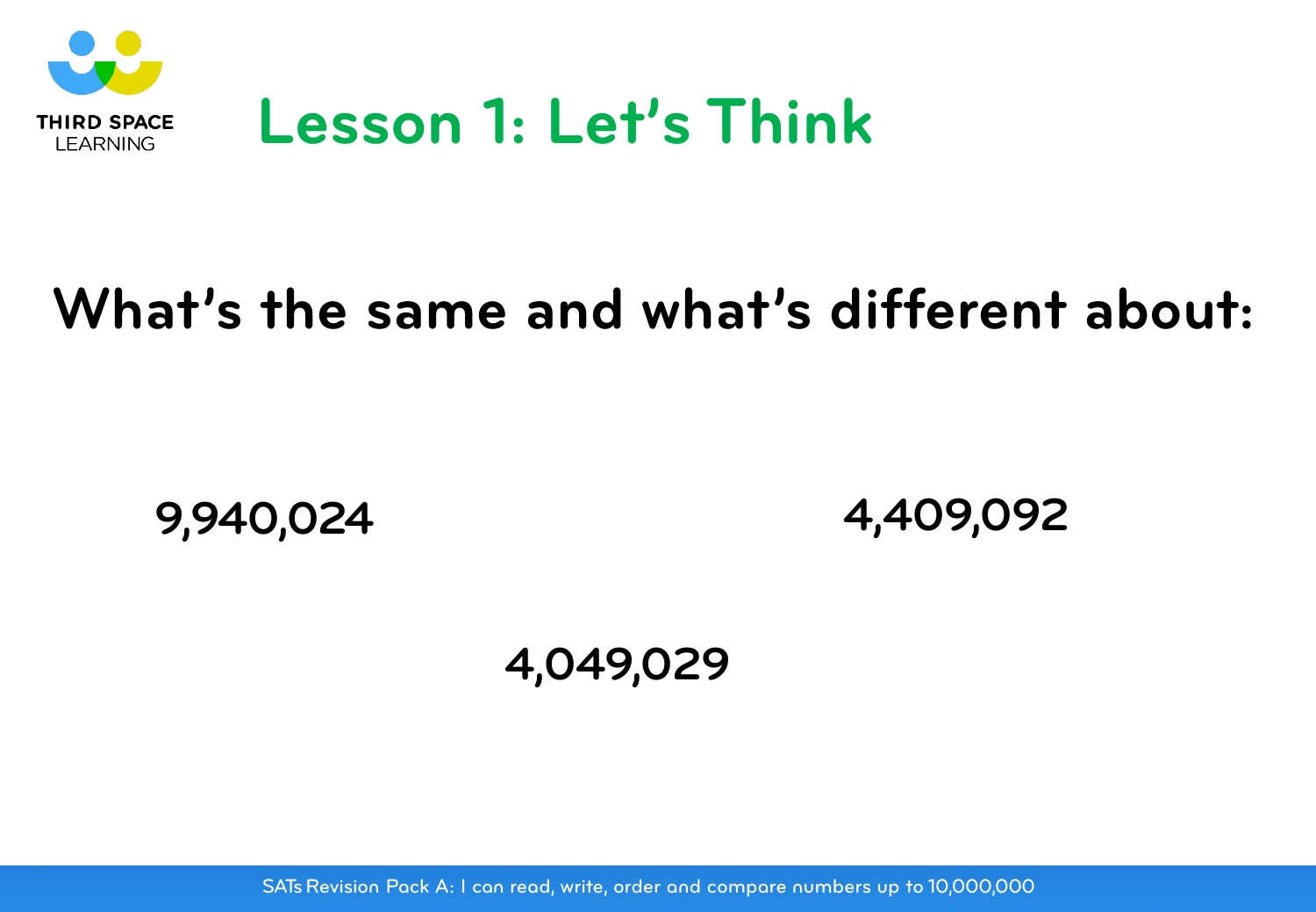# Lesson 1: Let's Think

## What's the same and what's different about:

9,940,024

4,409,092

4,049,029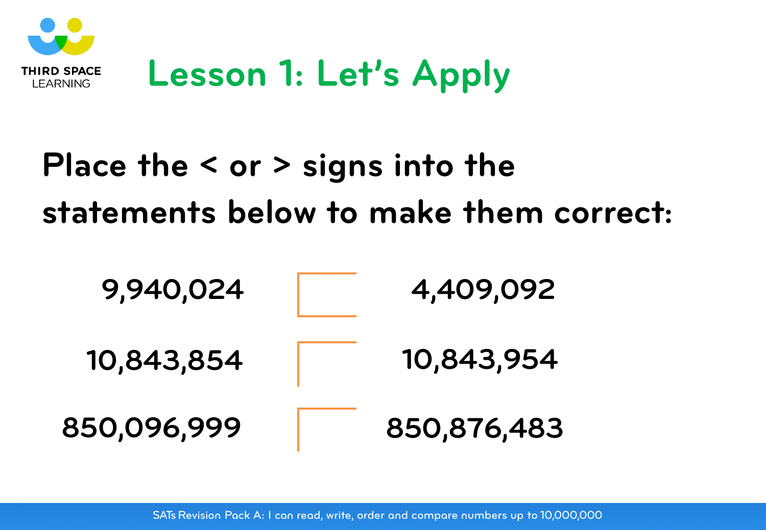# Lesson 1: Let's Apply

**Place the < or > signs into the statements below to make them correct:**

| | | |
|---|---|---|
| 9,940,024 | ☐ | 4,409,092 |
| 10,843,854 | ☐ | 10,843,954 |
| 850,096,999 | ☐ | 850,876,483 |

SATs Revision Pack A: I can read, write, order and compare numbers up to 10,000,000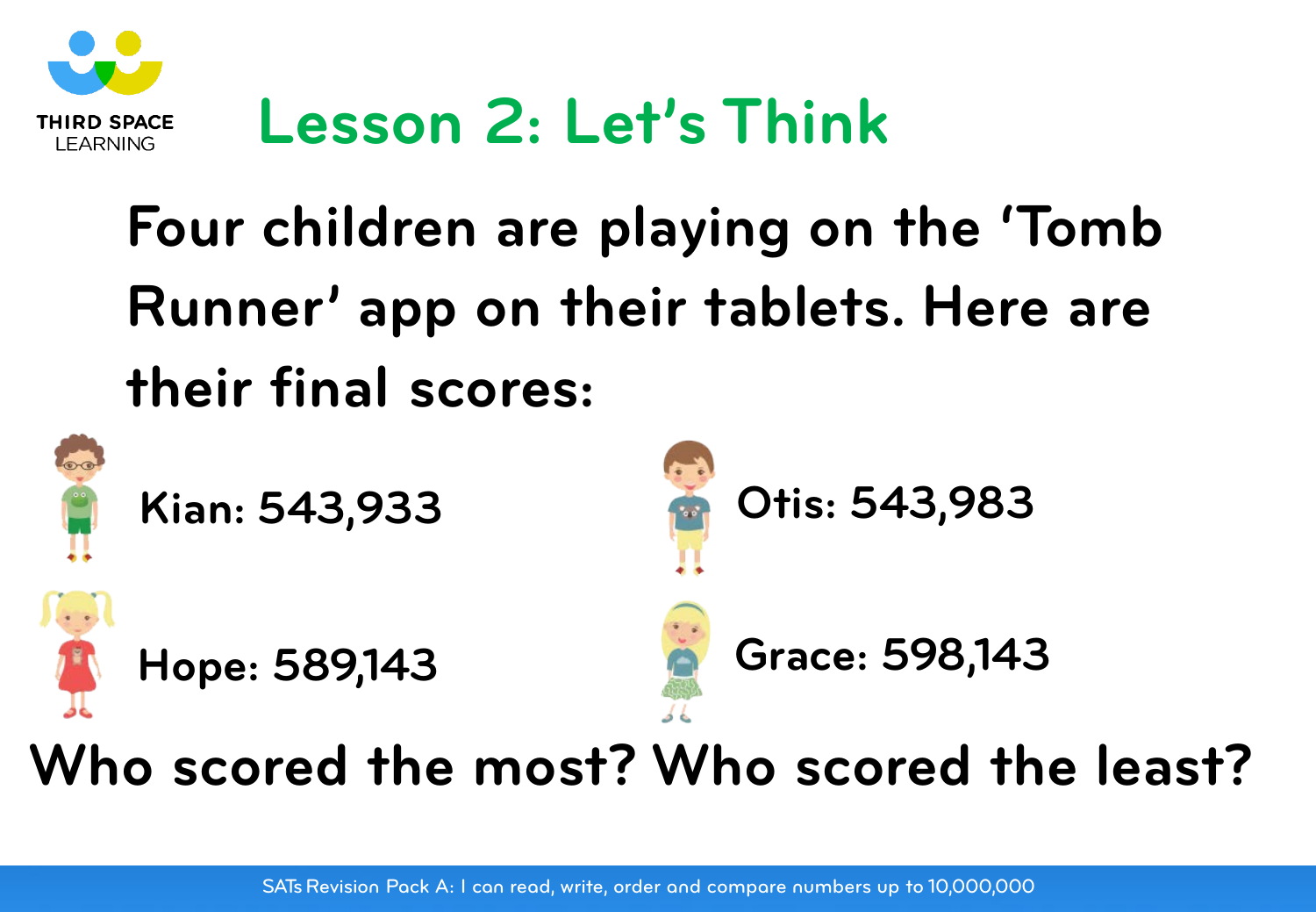# Lesson 2: Let's Think

Four children are playing on the 'Tomb Runner' app on their tablets. Here are their final scores:

Kian: 543,933

Otis: 543,983

Hope: 589,143

Grace: 598,143

Who scored the most? Who scored the least?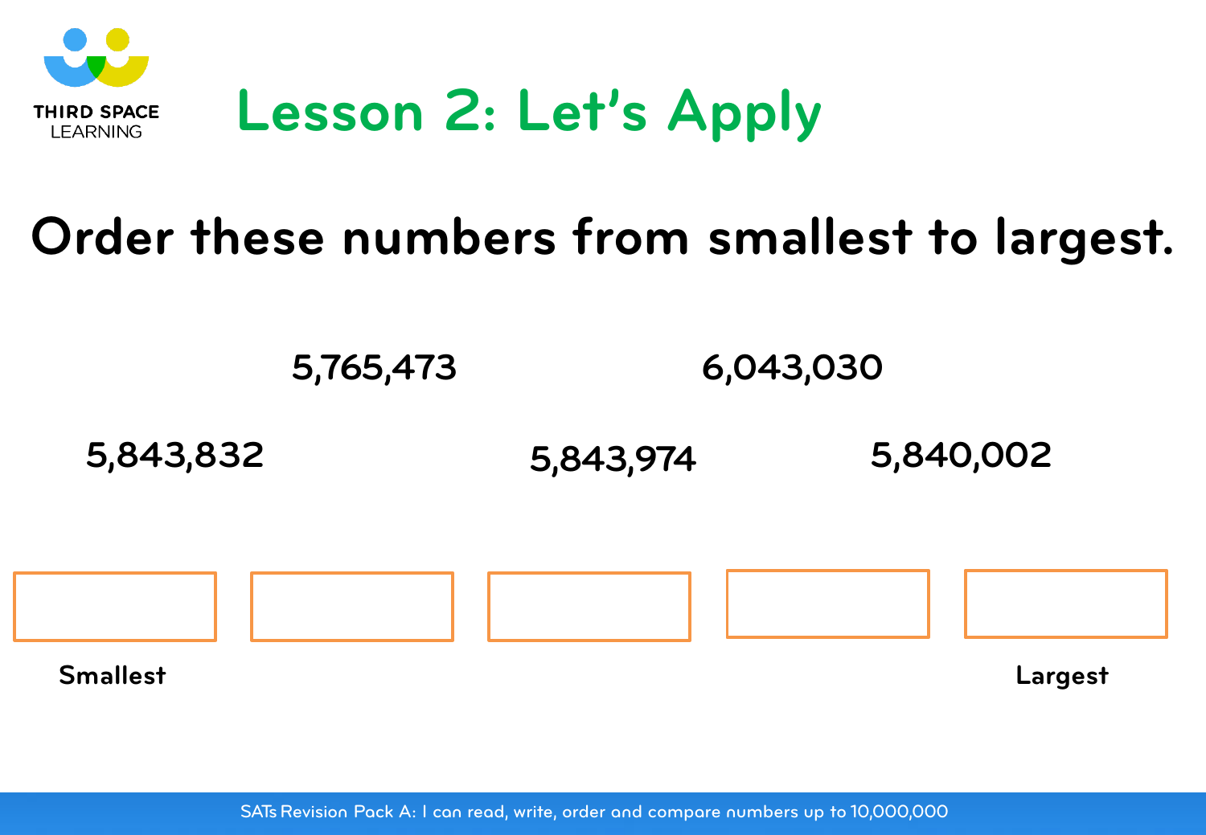# Lesson 2: Let's Apply

## Order these numbers from smallest to largest.

5,765,473

6,043,030

5,843,832

5,843,974

5,840,002

| | | | | |
|---|---|---|---|---|
| | | | | |
| Smallest | | | | Largest |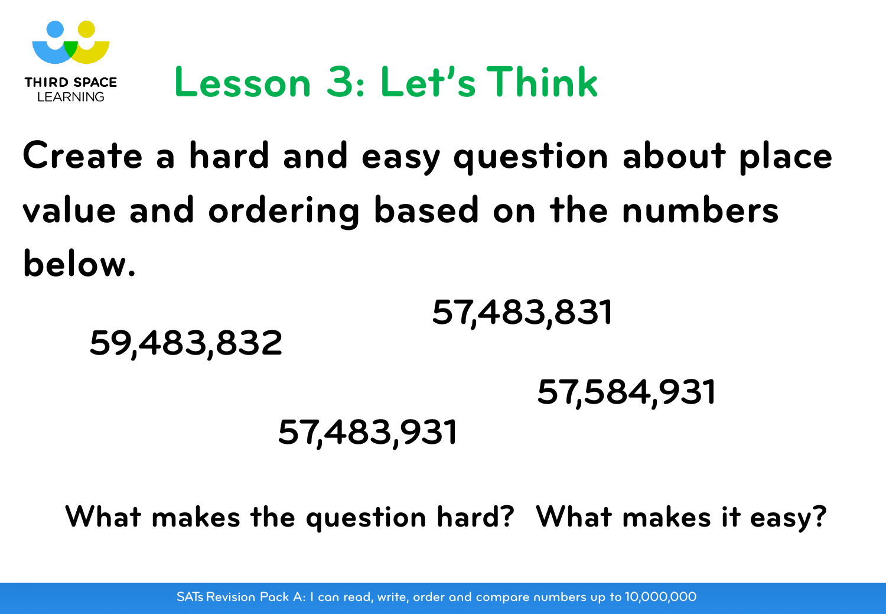# Lesson 3: Let's Think

**Create a hard and easy question about place value and ordering based on the numbers below.**

57,483,831

59,483,832

57,584,931

57,483,931

**What makes the question hard? What makes it easy?**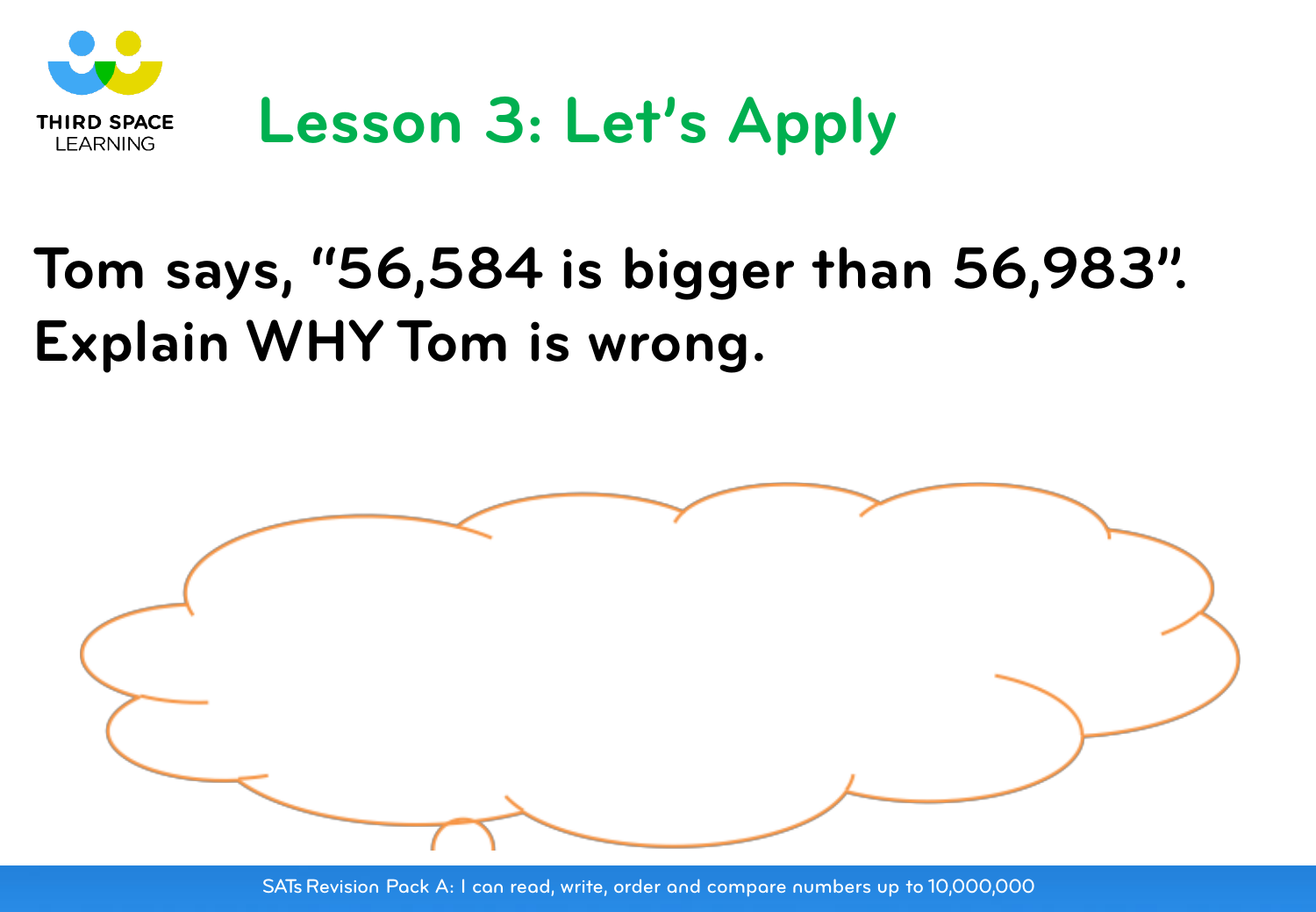# Lesson 3: Let's Apply

**Tom says, "56,584 is bigger than 56,983". Explain WHY Tom is wrong.**